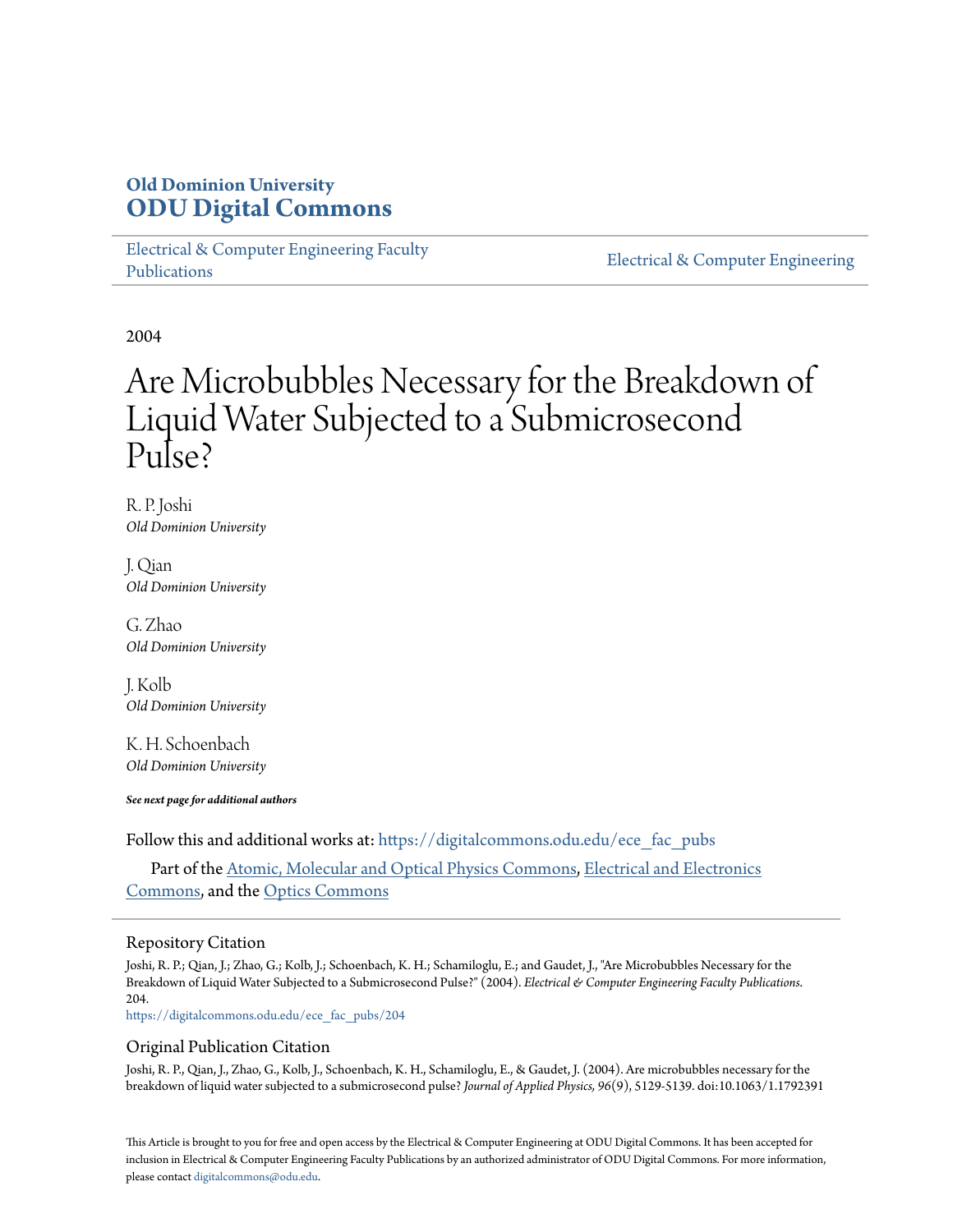**Old Dominion University**
**ODU Digital Commons**

Electrical & Computer Engineering Faculty Publications | Electrical & Computer Engineering

2004

# Are Microbubbles Necessary for the Breakdown of Liquid Water Subjected to a Submicrosecond Pulse?

R. P. Joshi
*Old Dominion University*

J. Qian
*Old Dominion University*

G. Zhao
*Old Dominion University*

J. Kolb
*Old Dominion University*

K. H. Schoenbach
*Old Dominion University*

***See next page for additional authors***

Follow this and additional works at: https://digitalcommons.odu.edu/ece_fac_pubs

Part of the Atomic, Molecular and Optical Physics Commons, Electrical and Electronics Commons, and the Optics Commons

## Repository Citation

Joshi, R. P.; Qian, J.; Zhao, G.; Kolb, J.; Schoenbach, K. H.; Schamiloglu, E.; and Gaudet, J., "Are Microbubbles Necessary for the Breakdown of Liquid Water Subjected to a Submicrosecond Pulse?" (2004). *Electrical & Computer Engineering Faculty Publications*. 204.
https://digitalcommons.odu.edu/ece_fac_pubs/204

## Original Publication Citation

Joshi, R. P., Qian, J., Zhao, G., Kolb, J., Schoenbach, K. H., Schamiloglu, E., & Gaudet, J. (2004). Are microbubbles necessary for the breakdown of liquid water subjected to a submicrosecond pulse? *Journal of Applied Physics, 96*(9), 5129-5139. doi:10.1063/1.1792391

This Article is brought to you for free and open access by the Electrical & Computer Engineering at ODU Digital Commons. It has been accepted for inclusion in Electrical & Computer Engineering Faculty Publications by an authorized administrator of ODU Digital Commons. For more information, please contact digitalcommons@odu.edu.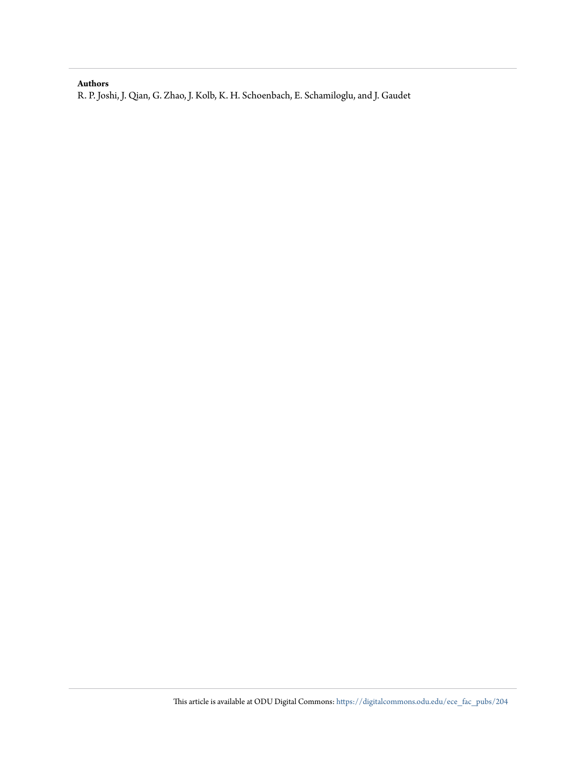**Authors**

R. P. Joshi, J. Qian, G. Zhao, J. Kolb, K. H. Schoenbach, E. Schamiloglu, and J. Gaudet

This article is available at ODU Digital Commons: https://digitalcommons.odu.edu/ece_fac_pubs/204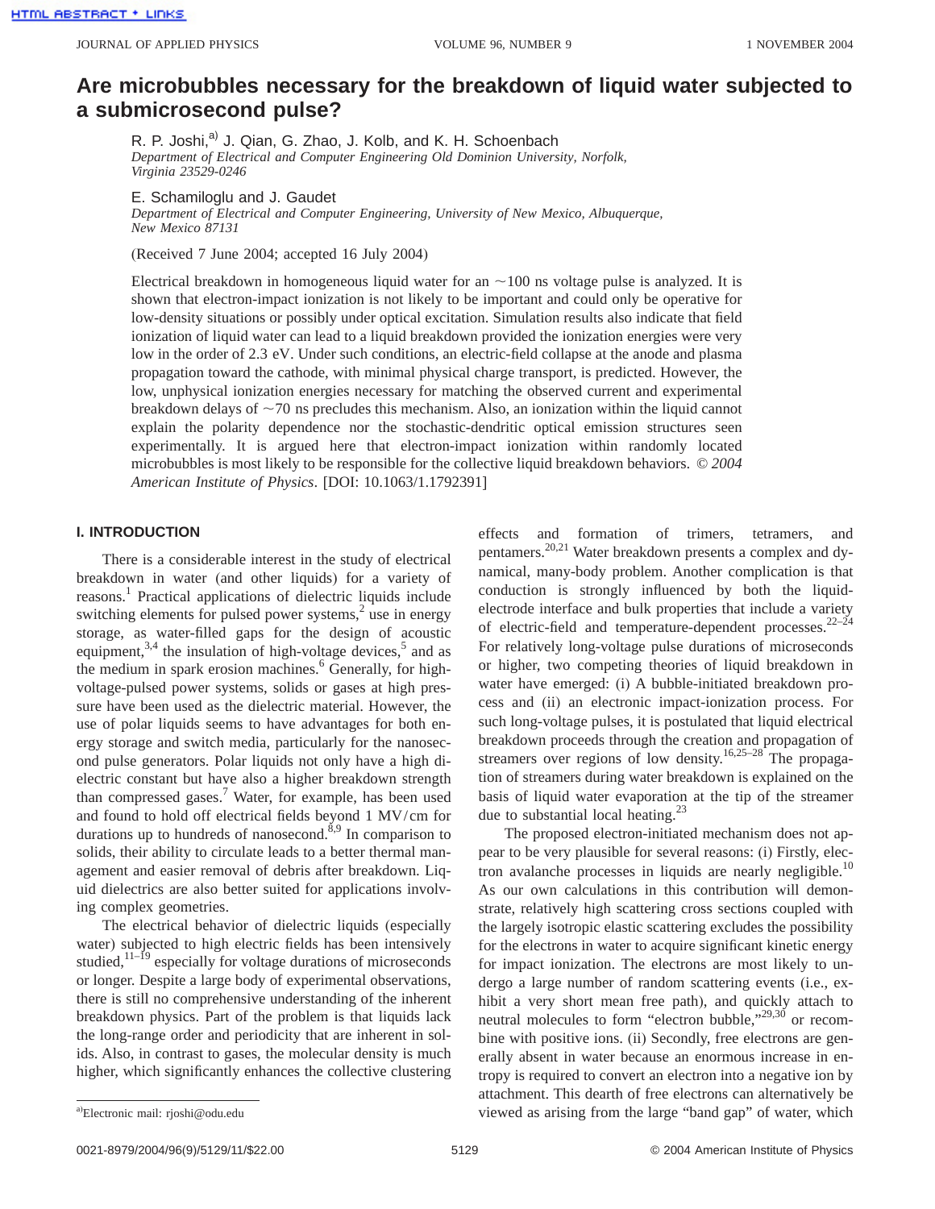# Are microbubbles necessary for the breakdown of liquid water subjected to a submicrosecond pulse?

R. P. Joshi,[a] J. Qian, G. Zhao, J. Kolb, and K. H. Schoenbach
*Department of Electrical and Computer Engineering Old Dominion University, Norfolk, Virginia 23529-0246*

E. Schamiloglu and J. Gaudet
*Department of Electrical and Computer Engineering, University of New Mexico, Albuquerque, New Mexico 87131*

(Received 7 June 2004; accepted 16 July 2004)

Electrical breakdown in homogeneous liquid water for an ~100 ns voltage pulse is analyzed. It is shown that electron-impact ionization is not likely to be important and could only be operative for low-density situations or possibly under optical excitation. Simulation results also indicate that field ionization of liquid water can lead to a liquid breakdown provided the ionization energies were very low in the order of 2.3 eV. Under such conditions, an electric-field collapse at the anode and plasma propagation toward the cathode, with minimal physical charge transport, is predicted. However, the low, unphysical ionization energies necessary for matching the observed current and experimental breakdown delays of ~70 ns precludes this mechanism. Also, an ionization within the liquid cannot explain the polarity dependence nor the stochastic-dendritic optical emission structures seen experimentally. It is argued here that electron-impact ionization within randomly located microbubbles is most likely to be responsible for the collective liquid breakdown behaviors. *© 2004 American Institute of Physics*. [DOI: 10.1063/1.1792391]

## I. INTRODUCTION

There is a considerable interest in the study of electrical breakdown in water (and other liquids) for a variety of reasons.[1] Practical applications of dielectric liquids include switching elements for pulsed power systems,[2] use in energy storage, as water-filled gaps for the design of acoustic equipment,[3,4] the insulation of high-voltage devices,[5] and as the medium in spark erosion machines.[6] Generally, for high-voltage-pulsed power systems, solids or gases at high pressure have been used as the dielectric material. However, the use of polar liquids seems to have advantages for both energy storage and switch media, particularly for the nanosecond pulse generators. Polar liquids not only have a high dielectric constant but have also a higher breakdown strength than compressed gases.[7] Water, for example, has been used and found to hold off electrical fields beyond 1 MV/cm for durations up to hundreds of nanosecond.[8,9] In comparison to solids, their ability to circulate leads to a better thermal management and easier removal of debris after breakdown. Liquid dielectrics are also better suited for applications involving complex geometries.

The electrical behavior of dielectric liquids (especially water) subjected to high electric fields has been intensively studied,[11–19] especially for voltage durations of microseconds or longer. Despite a large body of experimental observations, there is still no comprehensive understanding of the inherent breakdown physics. Part of the problem is that liquids lack the long-range order and periodicity that are inherent in solids. Also, in contrast to gases, the molecular density is much higher, which significantly enhances the collective clustering effects and formation of trimers, tetramers, and pentamers.[20,21] Water breakdown presents a complex and dynamical, many-body problem. Another complication is that conduction is strongly influenced by both the liquid-electrode interface and bulk properties that include a variety of electric-field and temperature-dependent processes.[22–24] For relatively long-voltage pulse durations of microseconds or higher, two competing theories of liquid breakdown in water have emerged: (i) A bubble-initiated breakdown process and (ii) an electronic impact-ionization process. For such long-voltage pulses, it is postulated that liquid electrical breakdown proceeds through the creation and propagation of streamers over regions of low density.[16,25–28] The propagation of streamers during water breakdown is explained on the basis of liquid water evaporation at the tip of the streamer due to substantial local heating.[23]

The proposed electron-initiated mechanism does not appear to be very plausible for several reasons: (i) Firstly, electron avalanche processes in liquids are nearly negligible.[10] As our own calculations in this contribution will demonstrate, relatively high scattering cross sections coupled with the largely isotropic elastic scattering excludes the possibility for the electrons in water to acquire significant kinetic energy for impact ionization. The electrons are most likely to undergo a large number of random scattering events (i.e., exhibit a very short mean free path), and quickly attach to neutral molecules to form "electron bubble,"[29,30] or recombine with positive ions. (ii) Secondly, free electrons are generally absent in water because an enormous increase in entropy is required to convert an electron into a negative ion by attachment. This dearth of free electrons can alternatively be viewed as arising from the large "band gap" of water, which

---

[a]Electronic mail: rjoshi@odu.edu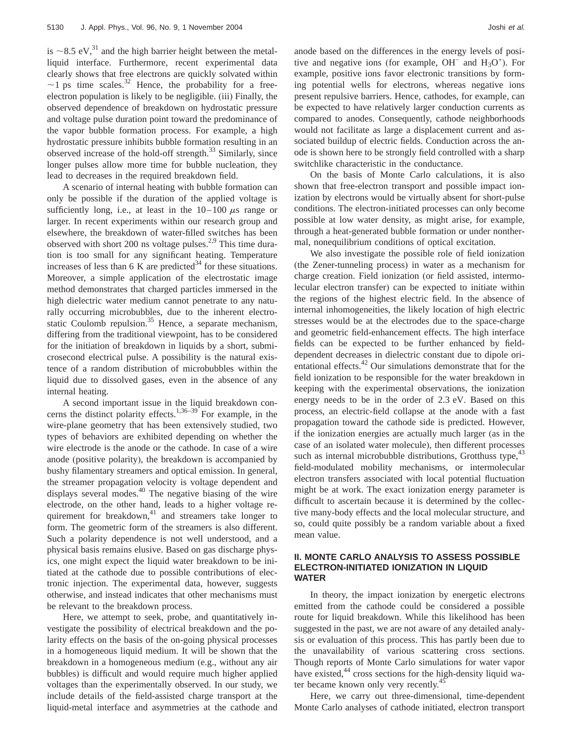is ~8.5 eV,[31] and the high barrier height between the metal-liquid interface. Furthermore, recent experimental data clearly shows that free electrons are quickly solvated within ~1 ps time scales.[32] Hence, the probability for a free-electron population is likely to be negligible. (iii) Finally, the observed dependence of breakdown on hydrostatic pressure and voltage pulse duration point toward the predominance of the vapor bubble formation process. For example, a high hydrostatic pressure inhibits bubble formation resulting in an observed increase of the hold-off strength.[33] Similarly, since longer pulses allow more time for bubble nucleation, they lead to decreases in the required breakdown field.

A scenario of internal heating with bubble formation can only be possible if the duration of the applied voltage is sufficiently long, i.e., at least in the 10–100 $\mu$s range or larger. In recent experiments within our research group and elsewhere, the breakdown of water-filled switches has been observed with short 200 ns voltage pulses.[2,9] This time duration is too small for any significant heating. Temperature increases of less than 6 K are predicted[34] for these situations. Moreover, a simple application of the electrostatic image method demonstrates that charged particles immersed in the high dielectric water medium cannot penetrate to any naturally occurring microbubbles, due to the inherent electrostatic Coulomb repulsion.[35] Hence, a separate mechanism, differing from the traditional viewpoint, has to be considered for the initiation of breakdown in liquids by a short, submicrosecond electrical pulse. A possibility is the natural existence of a random distribution of microbubbles within the liquid due to dissolved gases, even in the absence of any internal heating.

A second important issue in the liquid breakdown concerns the distinct polarity effects.[1,36–39] For example, in the wire-plane geometry that has been extensively studied, two types of behaviors are exhibited depending on whether the wire electrode is the anode or the cathode. In case of a wire anode (positive polarity), the breakdown is accompanied by bushy filamentary streamers and optical emission. In general, the streamer propagation velocity is voltage dependent and displays several modes.[40] The negative biasing of the wire electrode, on the other hand, leads to a higher voltage requirement for breakdown,[41] and streamers take longer to form. The geometric form of the streamers is also different. Such a polarity dependence is not well understood, and a physical basis remains elusive. Based on gas discharge physics, one might expect the liquid water breakdown to be initiated at the cathode due to possible contributions of electronic injection. The experimental data, however, suggests otherwise, and instead indicates that other mechanisms must be relevant to the breakdown process.

Here, we attempt to seek, probe, and quantitatively investigate the possibility of electrical breakdown and the polarity effects on the basis of the on-going physical processes in a homogeneous liquid medium. It will be shown that the breakdown in a homogeneous medium (e.g., without any air bubbles) is difficult and would require much higher applied voltages than the experimentally observed. In our study, we include details of the field-assisted charge transport at the liquid-metal interface and asymmetries at the cathode and anode based on the differences in the energy levels of positive and negative ions (for example, $OH^-$ and $H_3O^+$). For example, positive ions favor electronic transitions by forming potential wells for electrons, whereas negative ions present repulsive barriers. Hence, cathodes, for example, can be expected to have relatively larger conduction currents as compared to anodes. Consequently, cathode neighborhoods would not facilitate as large a displacement current and associated buildup of electric fields. Conduction across the anode is shown here to be strongly field controlled with a sharp switchlike characteristic in the conductance.

On the basis of Monte Carlo calculations, it is also shown that free-electron transport and possible impact ionization by electrons would be virtually absent for short-pulse conditions. The electron-initiated processes can only become possible at low water density, as might arise, for example, through a heat-generated bubble formation or under nonthermal, nonequilibrium conditions of optical excitation.

We also investigate the possible role of field ionization (the Zener-tunneling process) in water as a mechanism for charge creation. Field ionization (or field assisted, intermolecular electron transfer) can be expected to initiate within the regions of the highest electric field. In the absence of internal inhomogeneities, the likely location of high electric stresses would be at the electrodes due to the space-charge and geometric field-enhancement effects. The high interface fields can be expected to be further enhanced by field-dependent decreases in dielectric constant due to dipole orientational effects.[42] Our simulations demonstrate that for the field ionization to be responsible for the water breakdown in keeping with the experimental observations, the ionization energy needs to be in the order of 2.3 eV. Based on this process, an electric-field collapse at the anode with a fast propagation toward the cathode side is predicted. However, if the ionization energies are actually much larger (as in the case of an isolated water molecule), then different processes such as internal microbubble distributions, Grotthuss type,[43] field-modulated mobility mechanisms, or intermolecular electron transfers associated with local potential fluctuation might be at work. The exact ionization energy parameter is difficult to ascertain because it is determined by the collective many-body effects and the local molecular structure, and so, could quite possibly be a random variable about a fixed mean value.

## II. MONTE CARLO ANALYSIS TO ASSESS POSSIBLE ELECTRON-INITIATED IONIZATION IN LIQUID WATER

In theory, the impact ionization by energetic electrons emitted from the cathode could be considered a possible route for liquid breakdown. While this likelihood has been suggested in the past, we are not aware of any detailed analysis or evaluation of this process. This has partly been due to the unavailability of various scattering cross sections. Though reports of Monte Carlo simulations for water vapor have existed,[44] cross sections for the high-density liquid water became known only very recently.[45]

Here, we carry out three-dimensional, time-dependent Monte Carlo analyses of cathode initiated, electron transport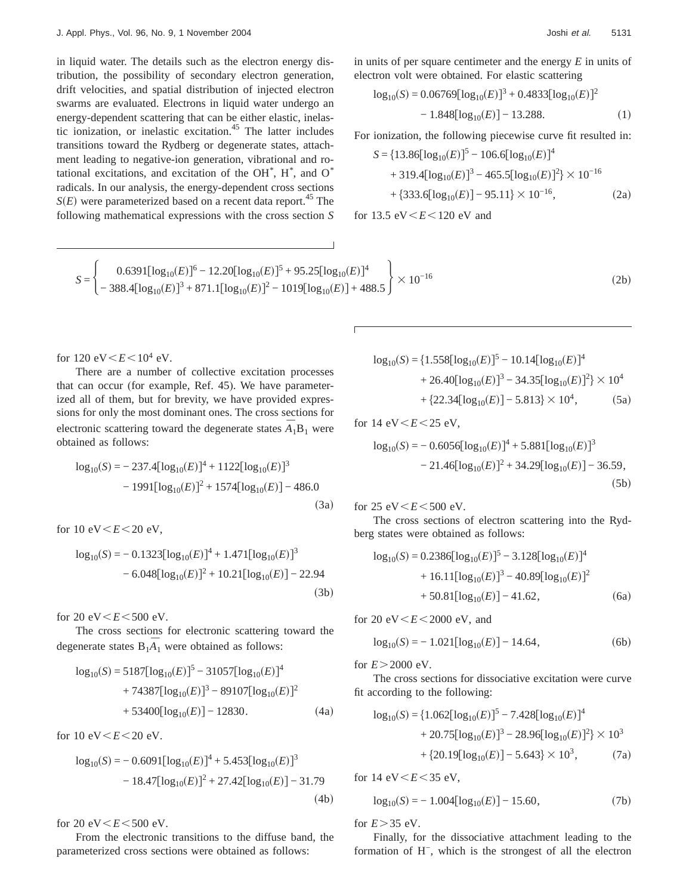in liquid water. The details such as the electron energy distribution, the possibility of secondary electron generation, drift velocities, and spatial distribution of injected electron swarms are evaluated. Electrons in liquid water undergo an energy-dependent scattering that can be either elastic, inelastic ionization, or inelastic excitation.[45] The latter includes transitions toward the Rydberg or degenerate states, attachment leading to negative-ion generation, vibrational and rotational excitations, and excitation of the $OH^*$, $H^*$, and $O^*$ radicals. In our analysis, the energy-dependent cross sections $S(E)$ were parameterized based on a recent data report.[45] The following mathematical expressions with the cross section $S$ in units of per square centimeter and the energy $E$ in units of electron volt were obtained. For elastic scattering

$$\log_{10}(S) = 0.06769[\log_{10}(E)]^3 + 0.4833[\log_{10}(E)]^2 - 1.848[\log_{10}(E)] - 13.288. \tag{1}$$

For ionization, the following piecewise curve fit resulted in:

$$S = \{13.86[\log_{10}(E)]^5 - 106.6[\log_{10}(E)]^4 + 319.4[\log_{10}(E)]^3 - 465.5[\log_{10}(E)]^2\} \times 10^{-16} + \{333.6[\log_{10}(E)] - 95.11\} \times 10^{-16}, \tag{2a}$$

for 13.5 eV $< E <$ 120 eV and

$$S = \left\{ \begin{array}{c} 0.6391[\log_{10}(E)]^6 - 12.20[\log_{10}(E)]^5 + 95.25[\log_{10}(E)]^4 \\ - 388.4[\log_{10}(E)]^3 + 871.1[\log_{10}(E)]^2 - 1019[\log_{10}(E)] + 488.5 \end{array} \right\} \times 10^{-16} \tag{2b}$$

for 120 eV $< E < 10^4$ eV.

There are a number of collective excitation processes that can occur (for example, Ref. 45). We have parameterized all of them, but for brevity, we have provided expressions for only the most dominant ones. The cross sections for electronic scattering toward the degenerate states $\bar{A}_1B_1$ were obtained as follows:

$$\log_{10}(S) = -237.4[\log_{10}(E)]^4 + 1122[\log_{10}(E)]^3 - 1991[\log_{10}(E)]^2 + 1574[\log_{10}(E)] - 486.0 \tag{3a}$$

for 10 eV $< E <$ 20 eV,

$$\log_{10}(S) = -0.1323[\log_{10}(E)]^4 + 1.471[\log_{10}(E)]^3 - 6.048[\log_{10}(E)]^2 + 10.21[\log_{10}(E)] - 22.94 \tag{3b}$$

for 20 eV $< E <$ 500 eV.

The cross sections for electronic scattering toward the degenerate states $B_1\bar{A}_1$ were obtained as follows:

$$\log_{10}(S) = 5187[\log_{10}(E)]^5 - 31057[\log_{10}(E)]^4 + 74387[\log_{10}(E)]^3 - 89107[\log_{10}(E)]^2 + 53400[\log_{10}(E)] - 12830. \tag{4a}$$

for 10 eV $< E <$ 20 eV.

$$\log_{10}(S) = -0.6091[\log_{10}(E)]^4 + 5.453[\log_{10}(E)]^3 - 18.47[\log_{10}(E)]^2 + 27.42[\log_{10}(E)] - 31.79 \tag{4b}$$

for 20 eV $< E <$ 500 eV.

From the electronic transitions to the diffuse band, the parameterized cross sections were obtained as follows:

$$\log_{10}(S) = \{1.558[\log_{10}(E)]^5 - 10.14[\log_{10}(E)]^4 + 26.40[\log_{10}(E)]^3 - 34.35[\log_{10}(E)]^2\} \times 10^4 + \{22.34[\log_{10}(E)] - 5.813\} \times 10^4, \tag{5a}$$

for 14 eV $< E <$ 25 eV,

$$\log_{10}(S) = -0.6056[\log_{10}(E)]^4 + 5.881[\log_{10}(E)]^3 - 21.46[\log_{10}(E)]^2 + 34.29[\log_{10}(E)] - 36.59, \tag{5b}$$

for 25 eV $< E <$ 500 eV.

The cross sections of electron scattering into the Rydberg states were obtained as follows:

$$\log_{10}(S) = 0.2386[\log_{10}(E)]^5 - 3.128[\log_{10}(E)]^4 + 16.11[\log_{10}(E)]^3 - 40.89[\log_{10}(E)]^2 + 50.81[\log_{10}(E)] - 41.62, \tag{6a}$$

for 20 eV $< E <$ 2000 eV, and

$$\log_{10}(S) = -1.021[\log_{10}(E)] - 14.64, \tag{6b}$$

for $E >$ 2000 eV.

The cross sections for dissociative excitation were curve fit according to the following:

$$\log_{10}(S) = \{1.062[\log_{10}(E)]^5 - 7.428[\log_{10}(E)]^4 + 20.75[\log_{10}(E)]^3 - 28.96[\log_{10}(E)]^2\} \times 10^3 + \{20.19[\log_{10}(E)] - 5.643\} \times 10^3, \tag{7a}$$

for 14 eV $< E <$ 35 eV,

$$\log_{10}(S) = -1.004[\log_{10}(E)] - 15.60, \tag{7b}$$

for $E >$ 35 eV.

Finally, for the dissociative attachment leading to the formation of $H^-$, which is the strongest of all the electron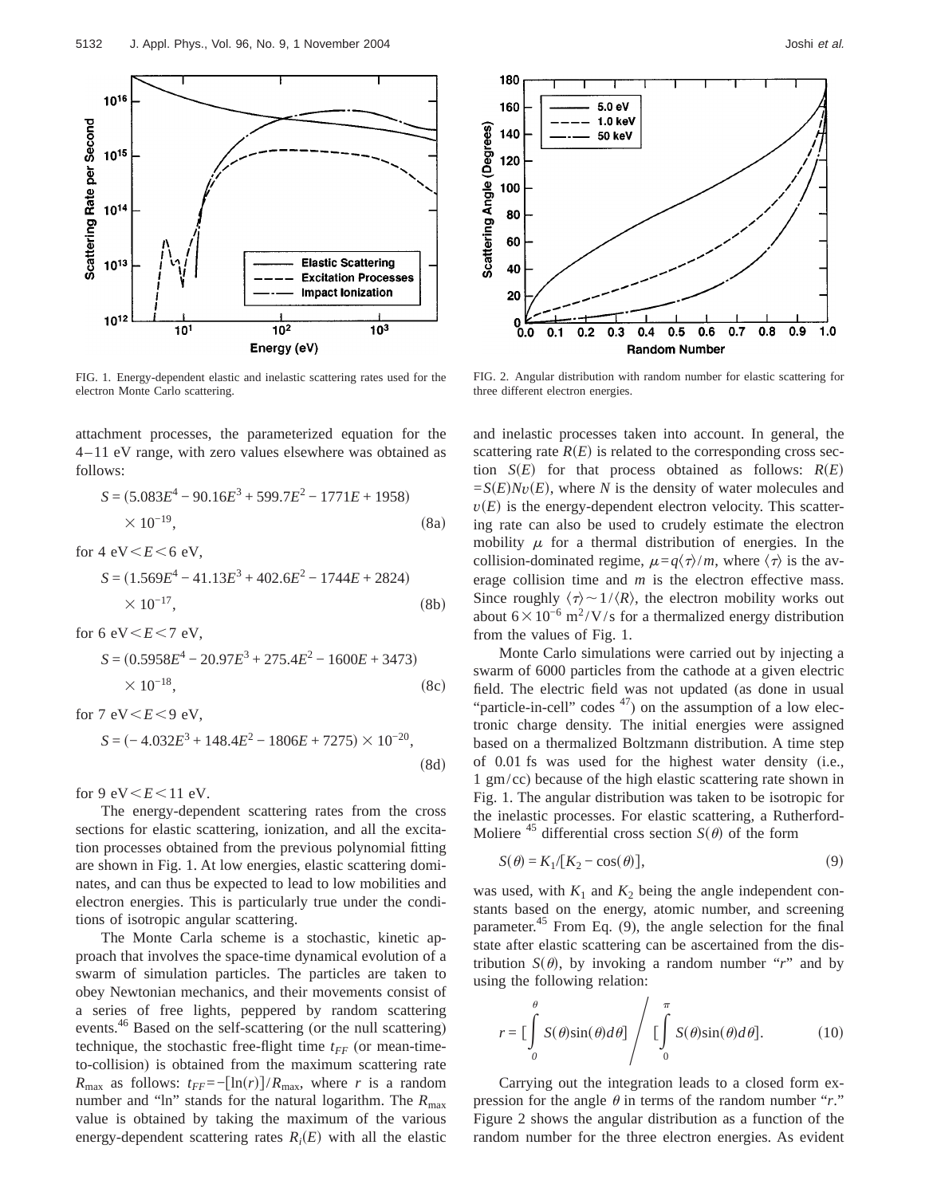FIG. 1. Energy-dependent elastic and inelastic scattering rates used for the electron Monte Carlo scattering.

FIG. 2. Angular distribution with random number for elastic scattering for three different electron energies.

attachment processes, the parameterized equation for the 4–11 eV range, with zero values elsewhere was obtained as follows:

$$S = (5.083E^4 - 90.16E^3 + 599.7E^2 - 1771E + 1958) \times 10^{-19}, \tag{8a}$$

for 4 eV$<E<$6 eV,

$$S = (1.569E^4 - 41.13E^3 + 402.6E^2 - 1744E + 2824) \times 10^{-17}, \tag{8b}$$

for 6 eV$<E<$7 eV,

$$S = (0.5958E^4 - 20.97E^3 + 275.4E^2 - 1600E + 3473) \times 10^{-18}, \tag{8c}$$

for 7 eV$<E<$9 eV,

$$S = (-4.032E^3 + 148.4E^2 - 1806E + 7275) \times 10^{-20}, \tag{8d}$$

for 9 eV$<E<$11 eV.

The energy-dependent scattering rates from the cross sections for elastic scattering, ionization, and all the excitation processes obtained from the previous polynomial fitting are shown in Fig. 1. At low energies, elastic scattering dominates, and can thus be expected to lead to low mobilities and electron energies. This is particularly true under the conditions of isotropic angular scattering.

The Monte Carla scheme is a stochastic, kinetic approach that involves the space-time dynamical evolution of a swarm of simulation particles. The particles are taken to obey Newtonian mechanics, and their movements consist of a series of free lights, peppered by random scattering events.[46] Based on the self-scattering (or the null scattering) technique, the stochastic free-flight time $t_{FF}$ (or mean-time-to-collision) is obtained from the maximum scattering rate $R_{\max}$ as follows: $t_{FF} = -[\ln(r)]/R_{\max}$, where $r$ is a random number and "ln" stands for the natural logarithm. The $R_{\max}$ value is obtained by taking the maximum of the various energy-dependent scattering rates $R_i(E)$ with all the elastic and inelastic processes taken into account. In general, the scattering rate $R(E)$ is related to the corresponding cross section $S(E)$ for that process obtained as follows: $R(E) = S(E)Nv(E)$, where $N$ is the density of water molecules and $v(E)$ is the energy-dependent electron velocity. This scattering rate can also be used to crudely estimate the electron mobility $\mu$ for a thermal distribution of energies. In the collision-dominated regime, $\mu = q\langle\tau\rangle/m$, where $\langle\tau\rangle$ is the average collision time and $m$ is the electron effective mass. Since roughly $\langle\tau\rangle \sim 1/\langle R\rangle$, the electron mobility works out about $6\times10^{-6}$ m$^2$/V/s for a thermalized energy distribution from the values of Fig. 1.

Monte Carlo simulations were carried out by injecting a swarm of 6000 particles from the cathode at a given electric field. The electric field was not updated (as done in usual "particle-in-cell" codes [47]) on the assumption of a low electronic charge density. The initial energies were assigned based on a thermalized Boltzmann distribution. A time step of 0.01 fs was used for the highest water density (i.e., 1 gm/cc) because of the high elastic scattering rate shown in Fig. 1. The angular distribution was taken to be isotropic for the inelastic processes. For elastic scattering, a Rutherford-Moliere [45] differential cross section $S(\theta)$ of the form

$$S(\theta) = K_1/[K_2 - \cos(\theta)], \tag{9}$$

was used, with $K_1$ and $K_2$ being the angle independent constants based on the energy, atomic number, and screening parameter.[45] From Eq. (9), the angle selection for the final state after elastic scattering can be ascertained from the distribution $S(\theta)$, by invoking a random number "$r$" and by using the following relation:

$$r = \left[\int_0^{\theta} S(\theta)\sin(\theta)d\theta\right] \Bigg/ \left[\int_0^{\pi} S(\theta)\sin(\theta)d\theta\right]. \tag{10}$$

Carrying out the integration leads to a closed form expression for the angle $\theta$ in terms of the random number "$r$." Figure 2 shows the angular distribution as a function of the random number for the three electron energies. As evident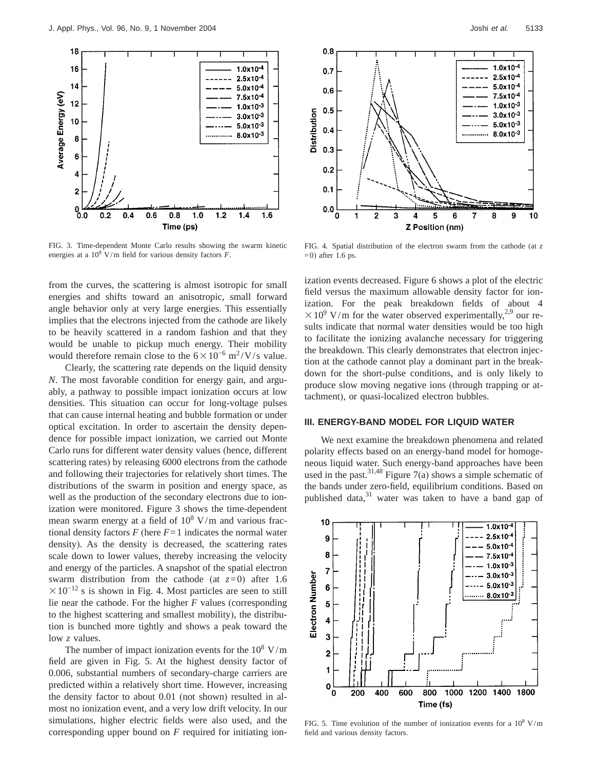FIG. 3. Time-dependent Monte Carlo results showing the swarm kinetic energies at a $10^8$ V/m field for various density factors $F$.

FIG. 4. Spatial distribution of the electron swarm from the cathode (at $z=0$) after 1.6 ps.

from the curves, the scattering is almost isotropic for small energies and shifts toward an anisotropic, small forward angle behavior only at very large energies. This essentially implies that the electrons injected from the cathode are likely to be heavily scattered in a random fashion and that they would be unable to pickup much energy. Their mobility would therefore remain close to the $6\times10^{-6}$ m$^2$/V/s value.

Clearly, the scattering rate depends on the liquid density $N$. The most favorable condition for energy gain, and arguably, a pathway to possible impact ionization occurs at low densities. This situation can occur for long-voltage pulses that can cause internal heating and bubble formation or under optical excitation. In order to ascertain the density dependence for possible impact ionization, we carried out Monte Carlo runs for different water density values (hence, different scattering rates) by releasing 6000 electrons from the cathode and following their trajectories for relatively short times. The distributions of the swarm in position and energy space, as well as the production of the secondary electrons due to ionization were monitored. Figure 3 shows the time-dependent mean swarm energy at a field of $10^8$ V/m and various fractional density factors $F$ (here $F=1$ indicates the normal water density). As the density is decreased, the scattering rates scale down to lower values, thereby increasing the velocity and energy of the particles. A snapshot of the spatial electron swarm distribution from the cathode (at $z=0$) after $1.6\times10^{-12}$ s is shown in Fig. 4. Most particles are seen to still lie near the cathode. For the higher $F$ values (corresponding to the highest scattering and smallest mobility), the distribution is bunched more tightly and shows a peak toward the low $z$ values.

The number of impact ionization events for the $10^8$ V/m field are given in Fig. 5. At the highest density factor of 0.006, substantial numbers of secondary-charge carriers are predicted within a relatively short time. However, increasing the density factor to about 0.01 (not shown) resulted in almost no ionization event, and a very low drift velocity. In our simulations, higher electric fields were also used, and the corresponding upper bound on $F$ required for initiating ionization events decreased. Figure 6 shows a plot of the electric field versus the maximum allowable density factor for ionization. For the peak breakdown fields of about $4\times10^9$ V/m for the water observed experimentally,[2,9] our results indicate that normal water densities would be too high to facilitate the ionizing avalanche necessary for triggering the breakdown. This clearly demonstrates that electron injection at the cathode cannot play a dominant part in the breakdown for the short-pulse conditions, and is only likely to produce slow moving negative ions (through trapping or attachment), or quasi-localized electron bubbles.

## III. ENERGY-BAND MODEL FOR LIQUID WATER

We next examine the breakdown phenomena and related polarity effects based on an energy-band model for homogeneous liquid water. Such energy-band approaches have been used in the past.[31,48] Figure 7(a) shows a simple schematic of the bands under zero-field, equilibrium conditions. Based on published data,[31] water was taken to have a band gap of

FIG. 5. Time evolution of the number of ionization events for a $10^8$ V/m field and various density factors.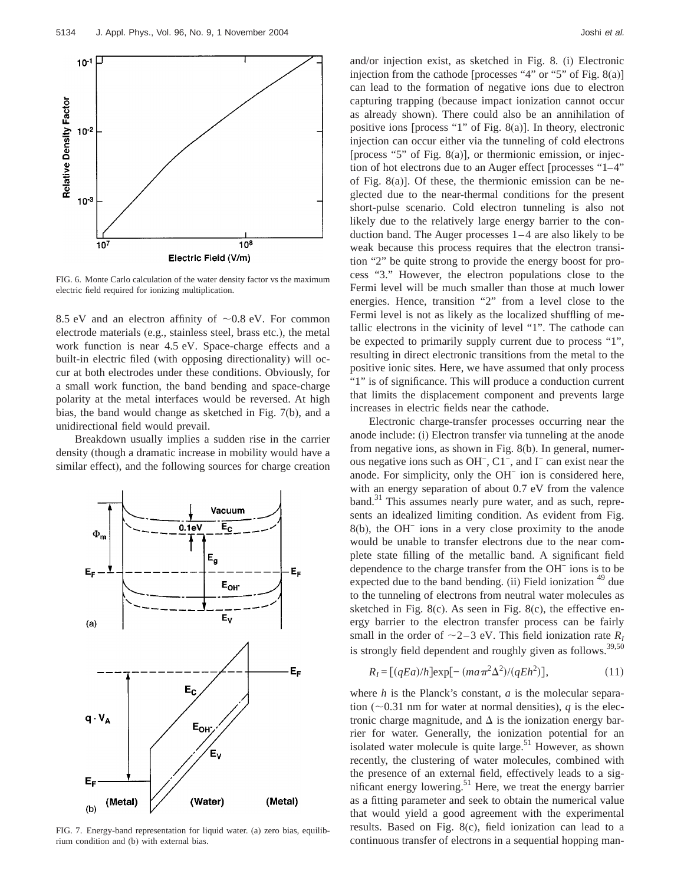FIG. 6. Monte Carlo calculation of the water density factor vs the maximum electric field required for ionizing multiplication.

8.5 eV and an electron affinity of ~0.8 eV. For common electrode materials (e.g., stainless steel, brass etc.), the metal work function is near 4.5 eV. Space-charge effects and a built-in electric filed (with opposing directionality) will occur at both electrodes under these conditions. Obviously, for a small work function, the band bending and space-charge polarity at the metal interfaces would be reversed. At high bias, the band would change as sketched in Fig. 7(b), and a unidirectional field would prevail.

Breakdown usually implies a sudden rise in the carrier density (though a dramatic increase in mobility would have a similar effect), and the following sources for charge creation and/or injection exist, as sketched in Fig. 8. (i) Electronic injection from the cathode [processes "4" or "5" of Fig. 8(a)] can lead to the formation of negative ions due to electron capturing trapping (because impact ionization cannot occur as already shown). There could also be an annihilation of positive ions [process "1" of Fig. 8(a)]. In theory, electronic injection can occur either via the tunneling of cold electrons [process "5" of Fig. 8(a)], or thermionic emission, or injection of hot electrons due to an Auger effect [processes "1–4" of Fig. 8(a)]. Of these, the thermionic emission can be neglected due to the near-thermal conditions for the present short-pulse scenario. Cold electron tunneling is also not likely due to the relatively large energy barrier to the conduction band. The Auger processes 1–4 are also likely to be weak because this process requires that the electron transition "2" be quite strong to provide the energy boost for process "3." However, the electron populations close to the Fermi level will be much smaller than those at much lower energies. Hence, transition "2" from a level close to the Fermi level is not as likely as the localized shuffling of metallic electrons in the vicinity of level "1". The cathode can be expected to primarily supply current due to process "1", resulting in direct electronic transitions from the metal to the positive ionic sites. Here, we have assumed that only process "1" is of significance. This will produce a conduction current that limits the displacement component and prevents large increases in electric fields near the cathode.

FIG. 7. Energy-band representation for liquid water. (a) zero bias, equilibrium condition and (b) with external bias.

Electronic charge-transfer processes occurring near the anode include: (i) Electron transfer via tunneling at the anode from negative ions, as shown in Fig. 8(b). In general, numerous negative ions such as $OH^-$, $C1^-$, and $I^-$ can exist near the anode. For simplicity, only the $OH^-$ ion is considered here, with an energy separation of about 0.7 eV from the valence band.[31] This assumes nearly pure water, and as such, represents an idealized limiting condition. As evident from Fig. 8(b), the $OH^-$ ions in a very close proximity to the anode would be unable to transfer electrons due to the near complete state filling of the metallic band. A significant field dependence to the charge transfer from the $OH^-$ ions is to be expected due to the band bending. (ii) Field ionization [49] due to the tunneling of electrons from neutral water molecules as sketched in Fig. 8(c). As seen in Fig. 8(c), the effective energy barrier to the electron transfer process can be fairly small in the order of ~2–3 eV. This field ionization rate $R_I$ is strongly field dependent and roughly given as follows.[39,50]

$$R_I = [(qEa)/h]\exp[-(ma\pi^2\Delta^2)/(qEh^2)], \tag{11}$$

where $h$ is the Planck's constant, $a$ is the molecular separation (~0.31 nm for water at normal densities), $q$ is the electronic charge magnitude, and $\Delta$ is the ionization energy barrier for water. Generally, the ionization potential for an isolated water molecule is quite large.[51] However, as shown recently, the clustering of water molecules, combined with the presence of an external field, effectively leads to a significant energy lowering.[51] Here, we treat the energy barrier as a fitting parameter and seek to obtain the numerical value that would yield a good agreement with the experimental results. Based on Fig. 8(c), field ionization can lead to a continuous transfer of electrons in a sequential hopping man-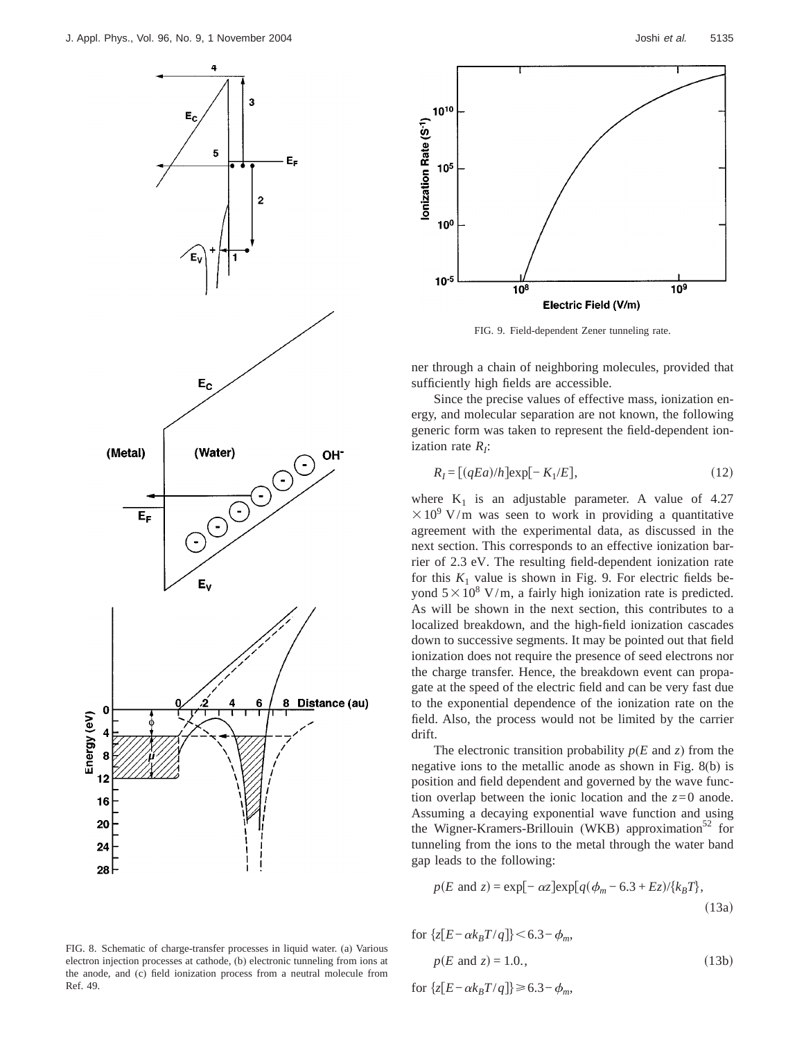FIG. 8. Schematic of charge-transfer processes in liquid water. (a) Various electron injection processes at cathode, (b) electronic tunneling from ions at the anode, and (c) field ionization process from a neutral molecule from Ref. 49.

FIG. 9. Field-dependent Zener tunneling rate.

ner through a chain of neighboring molecules, provided that sufficiently high fields are accessible.

Since the precise values of effective mass, ionization energy, and molecular separation are not known, the following generic form was taken to represent the field-dependent ionization rate $R_I$:

$$R_I = [(qEa)/h]\exp[-K_1/E], \tag{12}$$

where $K_1$ is an adjustable parameter. A value of $4.27 \times 10^9$ V/m was seen to work in providing a quantitative agreement with the experimental data, as discussed in the next section. This corresponds to an effective ionization barrier of 2.3 eV. The resulting field-dependent ionization rate for this $K_1$ value is shown in Fig. 9. For electric fields beyond $5 \times 10^8$ V/m, a fairly high ionization rate is predicted. As will be shown in the next section, this contributes to a localized breakdown, and the high-field ionization cascades down to successive segments. It may be pointed out that field ionization does not require the presence of seed electrons nor the charge transfer. Hence, the breakdown event can propagate at the speed of the electric field and can be very fast due to the exponential dependence of the ionization rate on the field. Also, the process would not be limited by the carrier drift.

The electronic transition probability $p(E$ and $z)$ from the negative ions to the metallic anode as shown in Fig. 8(b) is position and field dependent and governed by the wave function overlap between the ionic location and the $z=0$ anode. Assuming a decaying exponential wave function and using the Wigner-Kramers-Brillouin (WKB) approximation[52] for tunneling from the ions to the metal through the water band gap leads to the following:

$$p(E \text{ and } z) = \exp[-\alpha z]\exp[q(\phi_m - 6.3 + Ez)/\{k_B T\}, \tag{13a}$$

for $\{z[E - \alpha k_B T/q]\} < 6.3 - \phi_m$,

$$p(E \text{ and } z) = 1.0., \tag{13b}$$

for $\{z[E - \alpha k_B T/q]\} \geq 6.3 - \phi_m$,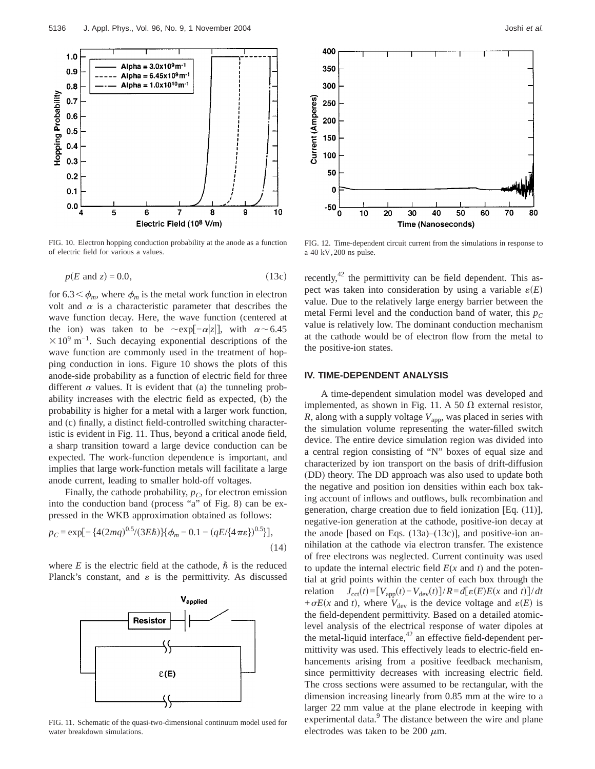FIG. 10. Electron hopping conduction probability at the anode as a function of electric field for various a values.

$$p(E \text{ and } z) = 0.0, \tag{13c}$$

for $6.3 < \phi_m$, where $\phi_m$ is the metal work function in electron volt and $\alpha$ is a characteristic parameter that describes the wave function decay. Here, the wave function (centered at the ion) was taken to be $\sim\exp[-\alpha|z|]$, with $\alpha \sim 6.45 \times 10^9\ \mathrm{m}^{-1}$. Such decaying exponential descriptions of the wave function are commonly used in the treatment of hopping conduction in ions. Figure 10 shows the plots of this anode-side probability as a function of electric field for three different $\alpha$ values. It is evident that (a) the tunneling probability increases with the electric field as expected, (b) the probability is higher for a metal with a larger work function, and (c) finally, a distinct field-controlled switching characteristic is evident in Fig. 11. Thus, beyond a critical anode field, a sharp transition toward a large device conduction can be expected. The work-function dependence is important, and implies that large work-function metals will facilitate a large anode current, leading to smaller hold-off voltages.

Finally, the cathode probability, $p_C$, for electron emission into the conduction band (process "a" of Fig. 8) can be expressed in the WKB approximation obtained as follows:

$$p_C = \exp[-\{4(2mq)^{0.5}/(3E\hbar)\}\{\phi_m - 0.1 - (qE/\{4\pi\varepsilon\})^{0.5}\}], \tag{14}$$

where $E$ is the electric field at the cathode, $\hbar$ is the reduced Planck's constant, and $\varepsilon$ is the permittivity. As discussed recently,[42] the permittivity can be field dependent. This aspect was taken into consideration by using a variable $\varepsilon(E)$ value. Due to the relatively large energy barrier between the metal Fermi level and the conduction band of water, this $p_C$ value is relatively low. The dominant conduction mechanism at the cathode would be of electron flow from the metal to the positive-ion states.

FIG. 11. Schematic of the quasi-two-dimensional continuum model used for water breakdown simulations.

FIG. 12. Time-dependent circuit current from the simulations in response to a 40 kV, 200 ns pulse.

## IV. TIME-DEPENDENT ANALYSIS

A time-dependent simulation model was developed and implemented, as shown in Fig. 11. A 50 Ω external resistor, $R$, along with a supply voltage $V_{\mathrm{app}}$, was placed in series with the simulation volume representing the water-filled switch device. The entire device simulation region was divided into a central region consisting of "N" boxes of equal size and characterized by ion transport on the basis of drift-diffusion (DD) theory. The DD approach was also used to update both the negative and position ion densities within each box taking account of inflows and outflows, bulk recombination and generation, charge creation due to field ionization [Eq. (11)], negative-ion generation at the cathode, positive-ion decay at the anode [based on Eqs. (13a)–(13c)], and positive-ion annihilation at the cathode via electron transfer. The existence of free electrons was neglected. Current continuity was used to update the internal electric field $E(x \text{ and } t)$ and the potential at grid points within the center of each box through the relation $J_{\mathrm{cct}}(t) = [V_{\mathrm{app}}(t) - V_{\mathrm{dev}}(t)]/R = d[\varepsilon(E)E(x \text{ and } t)]/dt + \sigma E(x \text{ and } t)$, where $V_{\mathrm{dev}}$ is the device voltage and $\varepsilon(E)$ is the field-dependent permittivity. Based on a detailed atomic-level analysis of the electrical response of water dipoles at the metal-liquid interface,[42] an effective field-dependent permittivity was used. This effectively leads to electric-field enhancements arising from a positive feedback mechanism, since permittivity decreases with increasing electric field. The cross sections were assumed to be rectangular, with the dimension increasing linearly from 0.85 mm at the wire to a larger 22 mm value at the plane electrode in keeping with experimental data.[9] The distance between the wire and plane electrodes was taken to be 200 μm.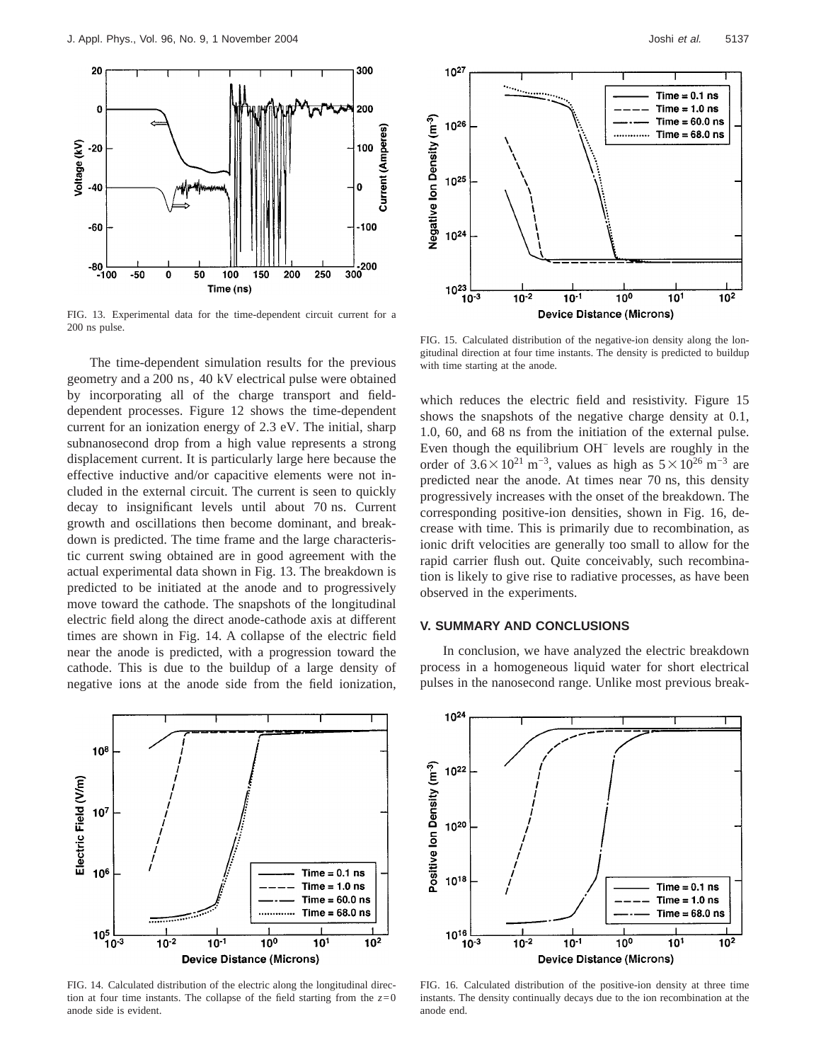FIG. 13. Experimental data for the time-dependent circuit current for a 200 ns pulse.

The time-dependent simulation results for the previous geometry and a 200 ns, 40 kV electrical pulse were obtained by incorporating all of the charge transport and field-dependent processes. Figure 12 shows the time-dependent current for an ionization energy of 2.3 eV. The initial, sharp subnanosecond drop from a high value represents a strong displacement current. It is particularly large here because the effective inductive and/or capacitive elements were not included in the external circuit. The current is seen to quickly decay to insignificant levels until about 70 ns. Current growth and oscillations then become dominant, and breakdown is predicted. The time frame and the large characteristic current swing obtained are in good agreement with the actual experimental data shown in Fig. 13. The breakdown is predicted to be initiated at the anode and to progressively move toward the cathode. The snapshots of the longitudinal electric field along the direct anode-cathode axis at different times are shown in Fig. 14. A collapse of the electric field near the anode is predicted, with a progression toward the cathode. This is due to the buildup of a large density of negative ions at the anode side from the field ionization, which reduces the electric field and resistivity. Figure 15 shows the snapshots of the negative charge density at 0.1, 1.0, 60, and 68 ns from the initiation of the external pulse. Even though the equilibrium $OH^-$ levels are roughly in the order of $3.6\times10^{21}\ \mathrm{m}^{-3}$, values as high as $5\times10^{26}\ \mathrm{m}^{-3}$ are predicted near the anode. At times near 70 ns, this density progressively increases with the onset of the breakdown. The corresponding positive-ion densities, shown in Fig. 16, decrease with time. This is primarily due to recombination, as ionic drift velocities are generally too small to allow for the rapid carrier flush out. Quite conceivably, such recombination is likely to give rise to radiative processes, as have been observed in the experiments.

FIG. 15. Calculated distribution of the negative-ion density along the longitudinal direction at four time instants. The density is predicted to buildup with time starting at the anode.

## V. SUMMARY AND CONCLUSIONS

In conclusion, we have analyzed the electric breakdown process in a homogeneous liquid water for short electrical pulses in the nanosecond range. Unlike most previous break-

FIG. 14. Calculated distribution of the electric along the longitudinal direction at four time instants. The collapse of the field starting from the $z=0$ anode side is evident.

FIG. 16. Calculated distribution of the positive-ion density at three time instants. The density continually decays due to the ion recombination at the anode end.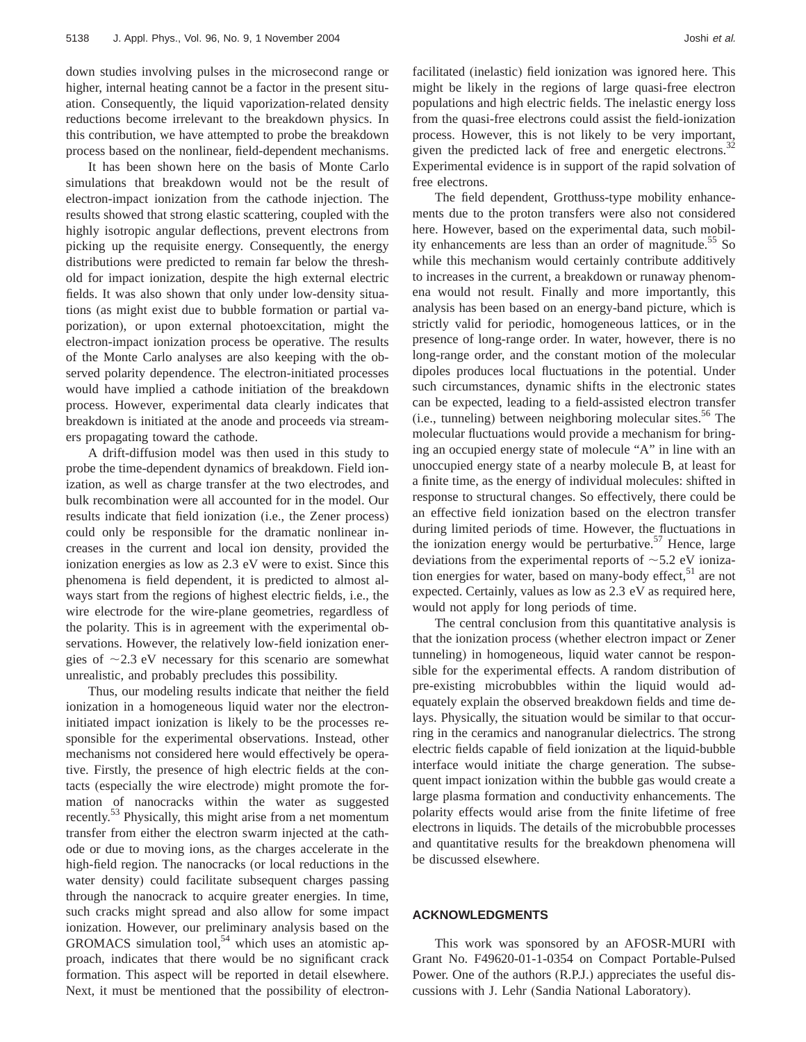down studies involving pulses in the microsecond range or higher, internal heating cannot be a factor in the present situation. Consequently, the liquid vaporization-related density reductions become irrelevant to the breakdown physics. In this contribution, we have attempted to probe the breakdown process based on the nonlinear, field-dependent mechanisms.

It has been shown here on the basis of Monte Carlo simulations that breakdown would not be the result of electron-impact ionization from the cathode injection. The results showed that strong elastic scattering, coupled with the highly isotropic angular deflections, prevent electrons from picking up the requisite energy. Consequently, the energy distributions were predicted to remain far below the threshold for impact ionization, despite the high external electric fields. It was also shown that only under low-density situations (as might exist due to bubble formation or partial vaporization), or upon external photoexcitation, might the electron-impact ionization process be operative. The results of the Monte Carlo analyses are also keeping with the observed polarity dependence. The electron-initiated processes would have implied a cathode initiation of the breakdown process. However, experimental data clearly indicates that breakdown is initiated at the anode and proceeds via streamers propagating toward the cathode.

A drift-diffusion model was then used in this study to probe the time-dependent dynamics of breakdown. Field ionization, as well as charge transfer at the two electrodes, and bulk recombination were all accounted for in the model. Our results indicate that field ionization (i.e., the Zener process) could only be responsible for the dramatic nonlinear increases in the current and local ion density, provided the ionization energies as low as 2.3 eV were to exist. Since this phenomena is field dependent, it is predicted to almost always start from the regions of highest electric fields, i.e., the wire electrode for the wire-plane geometries, regardless of the polarity. This is in agreement with the experimental observations. However, the relatively low-field ionization energies of ~2.3 eV necessary for this scenario are somewhat unrealistic, and probably precludes this possibility.

Thus, our modeling results indicate that neither the field ionization in a homogeneous liquid water nor the electron-initiated impact ionization is likely to be the processes responsible for the experimental observations. Instead, other mechanisms not considered here would effectively be operative. Firstly, the presence of high electric fields at the contacts (especially the wire electrode) might promote the formation of nanocracks within the water as suggested recently.[53] Physically, this might arise from a net momentum transfer from either the electron swarm injected at the cathode or due to moving ions, as the charges accelerate in the high-field region. The nanocracks (or local reductions in the water density) could facilitate subsequent charges passing through the nanocrack to acquire greater energies. In time, such cracks might spread and also allow for some impact ionization. However, our preliminary analysis based on the GROMACS simulation tool,[54] which uses an atomistic approach, indicates that there would be no significant crack formation. This aspect will be reported in detail elsewhere. Next, it must be mentioned that the possibility of electron-facilitated (inelastic) field ionization was ignored here. This might be likely in the regions of large quasi-free electron populations and high electric fields. The inelastic energy loss from the quasi-free electrons could assist the field-ionization process. However, this is not likely to be very important, given the predicted lack of free and energetic electrons.[32] Experimental evidence is in support of the rapid solvation of free electrons.

The field dependent, Grotthuss-type mobility enhancements due to the proton transfers were also not considered here. However, based on the experimental data, such mobility enhancements are less than an order of magnitude.[55] So while this mechanism would certainly contribute additively to increases in the current, a breakdown or runaway phenomena would not result. Finally and more importantly, this analysis has been based on an energy-band picture, which is strictly valid for periodic, homogeneous lattices, or in the presence of long-range order. In water, however, there is no long-range order, and the constant motion of the molecular dipoles produces local fluctuations in the potential. Under such circumstances, dynamic shifts in the electronic states can be expected, leading to a field-assisted electron transfer (i.e., tunneling) between neighboring molecular sites.[56] The molecular fluctuations would provide a mechanism for bringing an occupied energy state of molecule "A" in line with an unoccupied energy state of a nearby molecule B, at least for a finite time, as the energy of individual molecules: shifted in response to structural changes. So effectively, there could be an effective field ionization based on the electron transfer during limited periods of time. However, the fluctuations in the ionization energy would be perturbative.[57] Hence, large deviations from the experimental reports of ~5.2 eV ionization energies for water, based on many-body effect,[51] are not expected. Certainly, values as low as 2.3 eV as required here, would not apply for long periods of time.

The central conclusion from this quantitative analysis is that the ionization process (whether electron impact or Zener tunneling) in homogeneous, liquid water cannot be responsible for the experimental effects. A random distribution of pre-existing microbubbles within the liquid would adequately explain the observed breakdown fields and time delays. Physically, the situation would be similar to that occurring in the ceramics and nanogranular dielectrics. The strong electric fields capable of field ionization at the liquid-bubble interface would initiate the charge generation. The subsequent impact ionization within the bubble gas would create a large plasma formation and conductivity enhancements. The polarity effects would arise from the finite lifetime of free electrons in liquids. The details of the microbubble processes and quantitative results for the breakdown phenomena will be discussed elsewhere.

## ACKNOWLEDGMENTS

This work was sponsored by an AFOSR-MURI with Grant No. F49620-01-1-0354 on Compact Portable-Pulsed Power. One of the authors (R.P.J.) appreciates the useful discussions with J. Lehr (Sandia National Laboratory).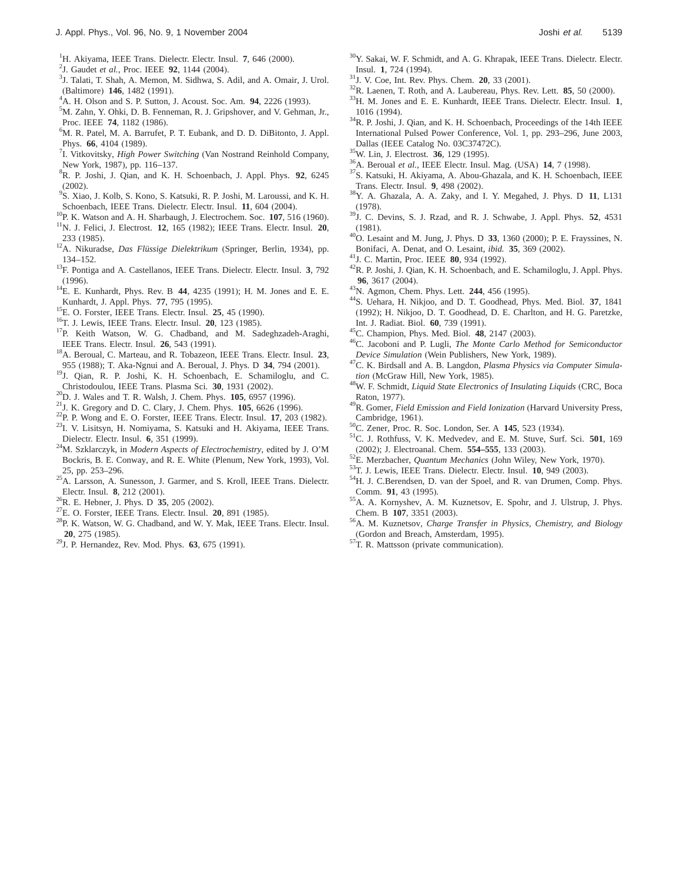[1] H. Akiyama, IEEE Trans. Dielectr. Electr. Insul. **7**, 646 (2000).

[2] J. Gaudet *et al.*, Proc. IEEE **92**, 1144 (2004).

[3] J. Talati, T. Shah, A. Memon, M. Sidhwa, S. Adil, and A. Omair, J. Urol. (Baltimore) **146**, 1482 (1991).

[4] A. H. Olson and S. P. Sutton, J. Acoust. Soc. Am. **94**, 2226 (1993).

[5] M. Zahn, Y. Ohki, D. B. Fenneman, R. J. Gripshover, and V. Gehman, Jr., Proc. IEEE **74**, 1182 (1986).

[6] M. R. Patel, M. A. Barrufet, P. T. Eubank, and D. D. DiBitonto, J. Appl. Phys. **66**, 4104 (1989).

[7] I. Vitkovitsky, *High Power Switching* (Van Nostrand Reinhold Company, New York, 1987), pp. 116–137.

[8] R. P. Joshi, J. Qian, and K. H. Schoenbach, J. Appl. Phys. **92**, 6245 (2002).

[9] S. Xiao, J. Kolb, S. Kono, S. Katsuki, R. P. Joshi, M. Laroussi, and K. H. Schoenbach, IEEE Trans. Dielectr. Electr. Insul. **11**, 604 (2004).

[10] P. K. Watson and A. H. Sharbaugh, J. Electrochem. Soc. **107**, 516 (1960).

[11] N. J. Felici, J. Electrost. **12**, 165 (1982); IEEE Trans. Electr. Insul. **20**, 233 (1985).

[12] A. Nikuradse, *Das Flüssige Dielektrikum* (Springer, Berlin, 1934), pp. 134–152.

[13] F. Pontiga and A. Castellanos, IEEE Trans. Dielectr. Electr. Insul. **3**, 792 (1996).

[14] E. E. Kunhardt, Phys. Rev. B **44**, 4235 (1991); H. M. Jones and E. E. Kunhardt, J. Appl. Phys. **77**, 795 (1995).

[15] E. O. Forster, IEEE Trans. Electr. Insul. **25**, 45 (1990).

[16] T. J. Lewis, IEEE Trans. Electr. Insul. **20**, 123 (1985).

[17] P. Keith Watson, W. G. Chadband, and M. Sadeghzadeh-Araghi, IEEE Trans. Electr. Insul. **26**, 543 (1991).

[18] A. Beroual, C. Marteau, and R. Tobazeon, IEEE Trans. Electr. Insul. **23**, 955 (1988); T. Aka-Ngnui and A. Beroual, J. Phys. D **34**, 794 (2001).

[19] J. Qian, R. P. Joshi, K. H. Schoenbach, E. Schamiloglu, and C. Christodoulou, IEEE Trans. Plasma Sci. **30**, 1931 (2002).

[20] D. J. Wales and T. R. Walsh, J. Chem. Phys. **105**, 6957 (1996).

[21] J. K. Gregory and D. C. Clary, J. Chem. Phys. **105**, 6626 (1996).

[22] P. P. Wong and E. O. Forster, IEEE Trans. Electr. Insul. **17**, 203 (1982).

[23] I. V. Lisitsyn, H. Nomiyama, S. Katsuki and H. Akiyama, IEEE Trans. Dielectr. Electr. Insul. **6**, 351 (1999).

[24] M. Szklarczyk, in *Modern Aspects of Electrochemistry*, edited by J. O'M Bockris, B. E. Conway, and R. E. White (Plenum, New York, 1993), Vol. 25, pp. 253–296.

[25] A. Larsson, A. Sunesson, J. Garmer, and S. Kroll, IEEE Trans. Dielectr. Electr. Insul. **8**, 212 (2001).

[26] R. E. Hebner, J. Phys. D **35**, 205 (2002).

[27] E. O. Forster, IEEE Trans. Electr. Insul. **20**, 891 (1985).

[28] P. K. Watson, W. G. Chadband, and W. Y. Mak, IEEE Trans. Electr. Insul. **20**, 275 (1985).

[29] J. P. Hernandez, Rev. Mod. Phys. **63**, 675 (1991).

[30] Y. Sakai, W. F. Schmidt, and A. G. Khrapak, IEEE Trans. Dielectr. Electr. Insul. **1**, 724 (1994).

[31] J. V. Coe, Int. Rev. Phys. Chem. **20**, 33 (2001).

[32] R. Laenen, T. Roth, and A. Laubereau, Phys. Rev. Lett. **85**, 50 (2000).

[33] H. M. Jones and E. E. Kunhardt, IEEE Trans. Dielectr. Electr. Insul. **1**, 1016 (1994).

[34] R. P. Joshi, J. Qian, and K. H. Schoenbach, Proceedings of the 14th IEEE International Pulsed Power Conference, Vol. 1, pp. 293–296, June 2003, Dallas (IEEE Catalog No. 03C37472C).

[35] W. Lin, J. Electrost. **36**, 129 (1995).

[36] A. Beroual *et al.*, IEEE Electr. Insul. Mag. (USA) **14**, 7 (1998).

[37] S. Katsuki, H. Akiyama, A. Abou-Ghazala, and K. H. Schoenbach, IEEE Trans. Electr. Insul. **9**, 498 (2002).

[38] Y. A. Ghazala, A. A. Zaky, and I. Y. Megahed, J. Phys. D **11**, L131 (1978).

[39] J. C. Devins, S. J. Rzad, and R. J. Schwabe, J. Appl. Phys. **52**, 4531 (1981).

[40] O. Lesaint and M. Jung, J. Phys. D **33**, 1360 (2000); P. E. Frayssines, N. Bonifaci, A. Denat, and O. Lesaint, *ibid.* **35**, 369 (2002).

[41] J. C. Martin, Proc. IEEE **80**, 934 (1992).

[42] R. P. Joshi, J. Qian, K. H. Schoenbach, and E. Schamiloglu, J. Appl. Phys. **96**, 3617 (2004).

[43] N. Agmon, Chem. Phys. Lett. **244**, 456 (1995).

[44] S. Uehara, H. Nikjoo, and D. T. Goodhead, Phys. Med. Biol. **37**, 1841 (1992); H. Nikjoo, D. T. Goodhead, D. E. Charlton, and H. G. Paretzke, Int. J. Radiat. Biol. **60**, 739 (1991).

[45] C. Champion, Phys. Med. Biol. **48**, 2147 (2003).

[46] C. Jacoboni and P. Lugli, *The Monte Carlo Method for Semiconductor Device Simulation* (Wein Publishers, New York, 1989).

[47] C. K. Birdsall and A. B. Langdon, *Plasma Physics via Computer Simulation* (McGraw Hill, New York, 1985).

[48] W. F. Schmidt, *Liquid State Electronics of Insulating Liquids* (CRC, Boca Raton, 1977).

[49] R. Gomer, *Field Emission and Field Ionization* (Harvard University Press, Cambridge, 1961).

[50] C. Zener, Proc. R. Soc. London, Ser. A **145**, 523 (1934).

[51] C. J. Rothfuss, V. K. Medvedev, and E. M. Stuve, Surf. Sci. **501**, 169 (2002); J. Electroanal. Chem. **554–555**, 133 (2003).

[52] E. Merzbacher, *Quantum Mechanics* (John Wiley, New York, 1970).

[53] T. J. Lewis, IEEE Trans. Dielectr. Electr. Insul. **10**, 949 (2003).

[54] H. J. C.Berendsen, D. van der Spoel, and R. van Drumen, Comp. Phys. Comm. **91**, 43 (1995).

[55] A. A. Kornyshev, A. M. Kuznetsov, E. Spohr, and J. Ulstrup, J. Phys. Chem. B **107**, 3351 (2003).

[56] A. M. Kuznetsov, *Charge Transfer in Physics, Chemistry, and Biology* (Gordon and Breach, Amsterdam, 1995).

[57] T. R. Mattsson (private communication).